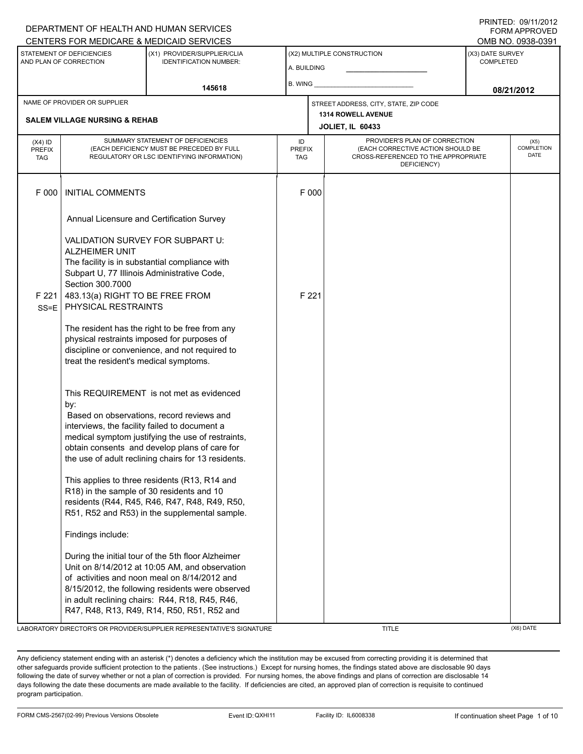DEPARTMENT OF HEALTH AND HUMAN SERVICES
CENTERS FOR MEDICARE & MEDICAID SERVICES

PRINTED: 09/11/2012
FORM APPROVED
OMB NO. 0938-0391

| STATEMENT OF DEFICIENCIES AND PLAN OF CORRECTION | (X1) PROVIDER/SUPPLIER/CLIA IDENTIFICATION NUMBER: | (X2) MULTIPLE CONSTRUCTION | (X3) DATE SURVEY COMPLETED |
|---|---|---|---|
| | 145618 | A. BUILDING ______ B. WING ______ | 08/21/2012 |

| NAME OF PROVIDER OR SUPPLIER | STREET ADDRESS, CITY, STATE, ZIP CODE |
|---|---|
| SALEM VILLAGE NURSING & REHAB | 1314 ROWELL AVENUE JOLIET, IL 60433 |

| (X4) ID PREFIX TAG | SUMMARY STATEMENT OF DEFICIENCIES (EACH DEFICIENCY MUST BE PRECEDED BY FULL REGULATORY OR LSC IDENTIFYING INFORMATION) | ID PREFIX TAG | PROVIDER'S PLAN OF CORRECTION (EACH CORRECTIVE ACTION SHOULD BE CROSS-REFERENCED TO THE APPROPRIATE DEFICIENCY) | (X5) COMPLETION DATE |
|---|---|---|---|---|
| F 000 | INITIAL COMMENTS | F 000 | | |

Annual Licensure and Certification Survey

VALIDATION SURVEY FOR SUBPART U: ALZHEIMER UNIT
The facility is in substantial compliance with Subpart U, 77 Illinois Administrative Code, Section 300.7000

**F 221 SS=E** 483.13(a) RIGHT TO BE FREE FROM PHYSICAL RESTRAINTS **F 221**

The resident has the right to be free from any physical restraints imposed for purposes of discipline or convenience, and not required to treat the resident's medical symptoms.

This REQUIREMENT is not met as evidenced by:
Based on observations, record reviews and interviews, the facility failed to document a medical symptom justifying the use of restraints, obtain consents and develop plans of care for the use of adult reclining chairs for 13 residents.

This applies to three residents (R13, R14 and R18) in the sample of 30 residents and 10 residents (R44, R45, R46, R47, R48, R49, R50, R51, R52 and R53) in the supplemental sample.

Findings include:

During the initial tour of the 5th floor Alzheimer Unit on 8/14/2012 at 10:05 AM, and observation of activities and noon meal on 8/14/2012 and 8/15/2012, the following residents were observed in adult reclining chairs: R44, R18, R45, R46, R47, R48, R13, R49, R14, R50, R51, R52 and

LABORATORY DIRECTOR'S OR PROVIDER/SUPPLIER REPRESENTATIVE'S SIGNATURE | TITLE | (X6) DATE

Any deficiency statement ending with an asterisk (*) denotes a deficiency which the institution may be excused from correcting providing it is determined that other safeguards provide sufficient protection to the patients. (See instructions.) Except for nursing homes, the findings stated above are disclosable 90 days following the date of survey whether or not a plan of correction is provided. For nursing homes, the above findings and plans of correction are disclosable 14 days following the date these documents are made available to the facility. If deficiencies are cited, an approved plan of correction is requisite to continued program participation.

FORM CMS-2567(02-99) Previous Versions Obsolete | Event ID: QXHI11 | Facility ID: IL6008338 | If continuation sheet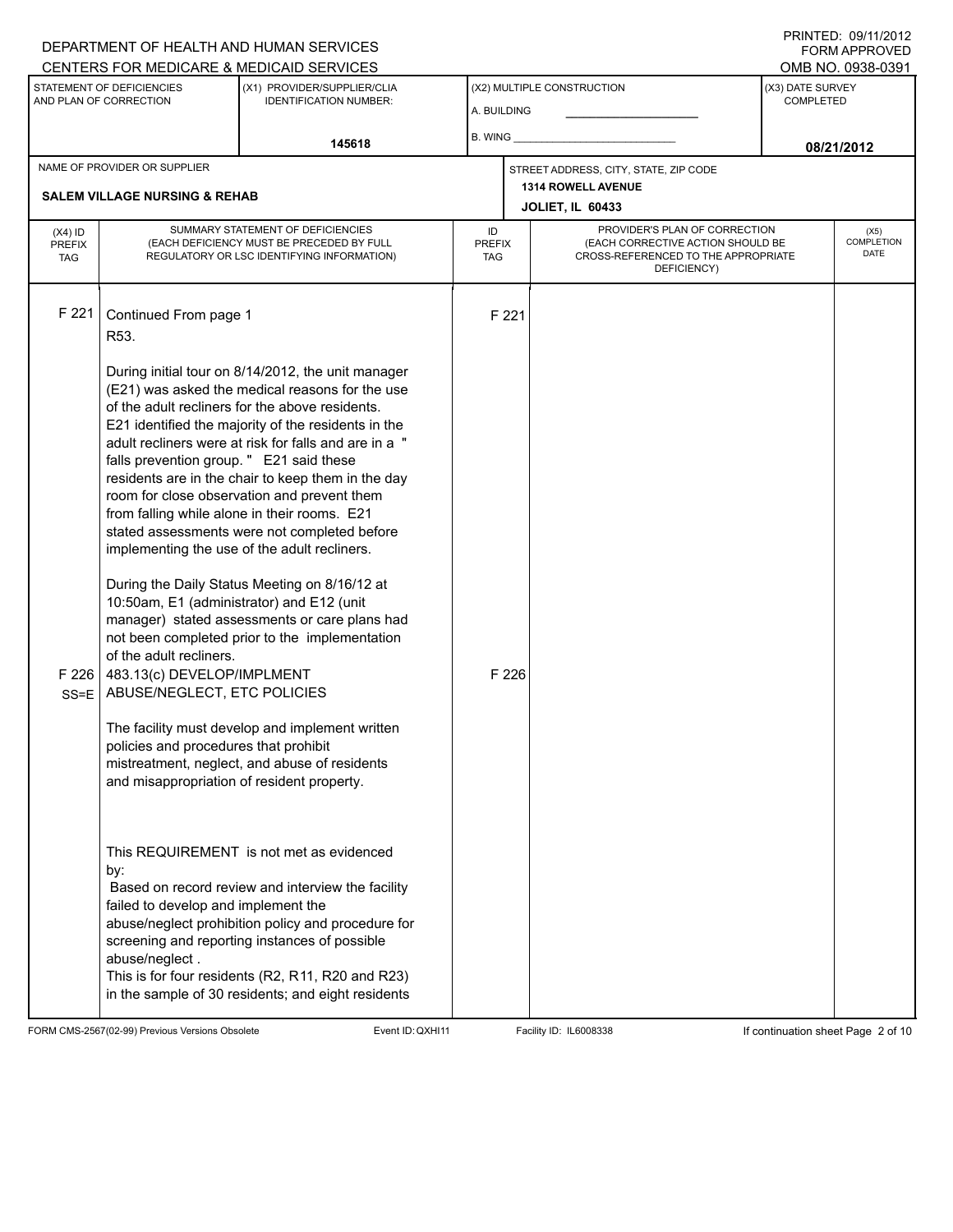DEPARTMENT OF HEALTH AND HUMAN SERVICES
CENTERS FOR MEDICARE & MEDICAID SERVICES

PRINTED: 09/11/2012
FORM APPROVED
OMB NO. 0938-0391

| STATEMENT OF DEFICIENCIES AND PLAN OF CORRECTION | (X1) PROVIDER/SUPPLIER/CLIA IDENTIFICATION NUMBER: | (X2) MULTIPLE CONSTRUCTION | (X3) DATE SURVEY COMPLETED |
|---|---|---|---|
| | 145618 | A. BUILDING ___ B. WING ___ | 08/21/2012 |

| NAME OF PROVIDER OR SUPPLIER | STREET ADDRESS, CITY, STATE, ZIP CODE |
|---|---|
| SALEM VILLAGE NURSING & REHAB | 1314 ROWELL AVENUE JOLIET, IL 60433 |

| (X4) ID PREFIX TAG | SUMMARY STATEMENT OF DEFICIENCIES (EACH DEFICIENCY MUST BE PRECEDED BY FULL REGULATORY OR LSC IDENTIFYING INFORMATION) | ID PREFIX TAG | PROVIDER'S PLAN OF CORRECTION (EACH CORRECTIVE ACTION SHOULD BE CROSS-REFERENCED TO THE APPROPRIATE DEFICIENCY) | (X5) COMPLETION DATE |
|---|---|---|---|---|
| F 221 | Continued From page 1<br>R53.<br><br>During initial tour on 8/14/2012, the unit manager (E21) was asked the medical reasons for the use of the adult recliners for the above residents. E21 identified the majority of the residents in the adult recliners were at risk for falls and are in a " falls prevention group. " E21 said these residents are in the chair to keep them in the day room for close observation and prevent them from falling while alone in their rooms. E21 stated assessments were not completed before implementing the use of the adult recliners.<br><br>During the Daily Status Meeting on 8/16/12 at 10:50am, E1 (administrator) and E12 (unit manager) stated assessments or care plans had not been completed prior to the implementation of the adult recliners. | F 221 | | |
| F 226 SS=E | 483.13(c) DEVELOP/IMPLMENT ABUSE/NEGLECT, ETC POLICIES<br><br>The facility must develop and implement written policies and procedures that prohibit mistreatment, neglect, and abuse of residents and misappropriation of resident property.<br><br>This REQUIREMENT is not met as evidenced by:<br>Based on record review and interview the facility failed to develop and implement the abuse/neglect prohibition policy and procedure for screening and reporting instances of possible abuse/neglect .<br>This is for four residents (R2, R11, R20 and R23) in the sample of 30 residents; and eight residents | F 226 | | |

FORM CMS-2567(02-99) Previous Versions Obsolete Event ID: QXHI11 Facility ID: IL6008338 If continuation sheet Page 2 of 10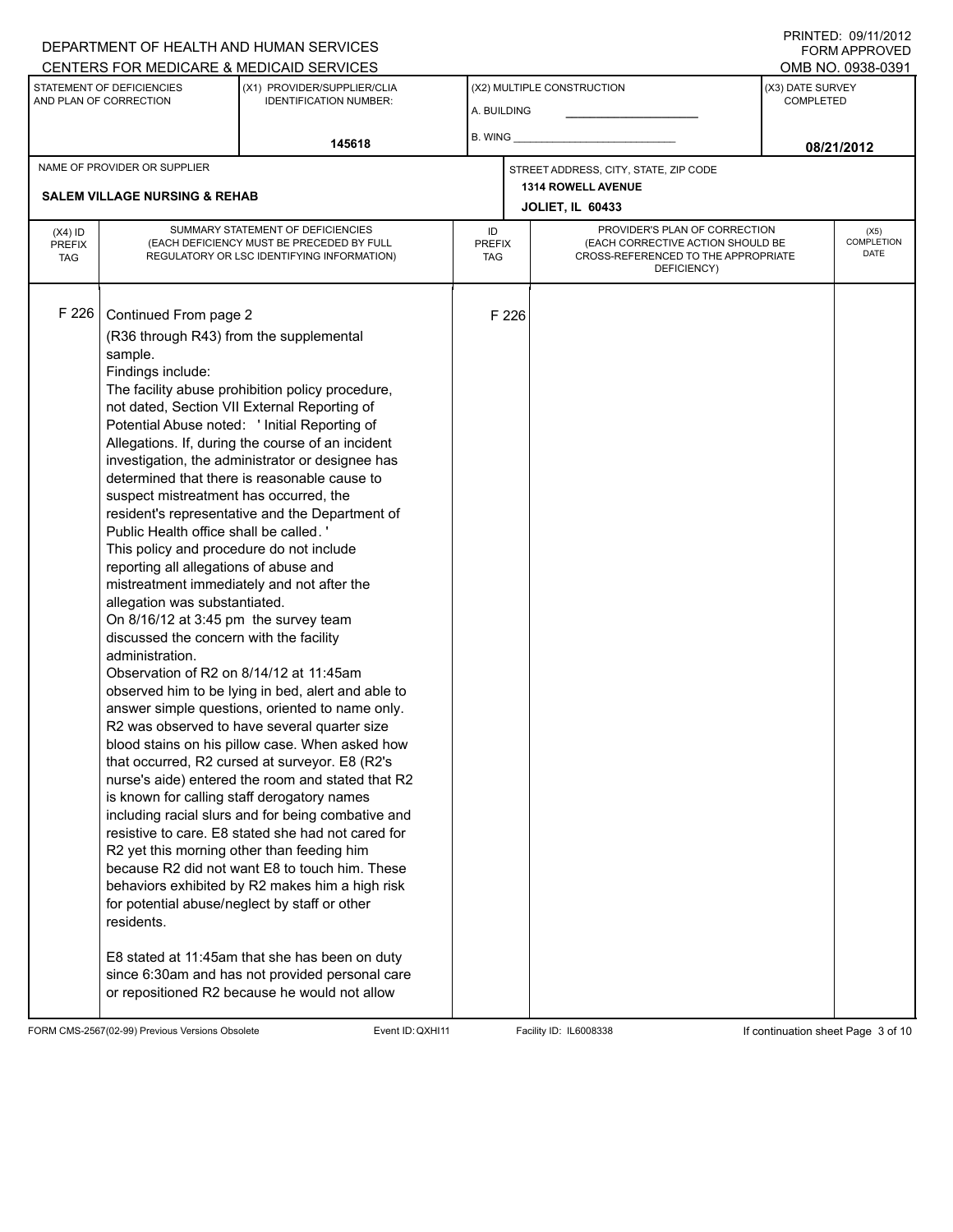DEPARTMENT OF HEALTH AND HUMAN SERVICES
CENTERS FOR MEDICARE & MEDICAID SERVICES

PRINTED: 09/11/2012
FORM APPROVED
OMB NO. 0938-0391

| STATEMENT OF DEFICIENCIES AND PLAN OF CORRECTION | (X1) PROVIDER/SUPPLIER/CLIA IDENTIFICATION NUMBER: | (X2) MULTIPLE CONSTRUCTION | (X3) DATE SURVEY COMPLETED |
|---|---|---|---|
| | 145618 | A. BUILDING ______ B. WING ______ | 08/21/2012 |

| NAME OF PROVIDER OR SUPPLIER | STREET ADDRESS, CITY, STATE, ZIP CODE |
|---|---|
| SALEM VILLAGE NURSING & REHAB | 1314 ROWELL AVENUE JOLIET, IL 60433 |

| (X4) ID PREFIX TAG | SUMMARY STATEMENT OF DEFICIENCIES (EACH DEFICIENCY MUST BE PRECEDED BY FULL REGULATORY OR LSC IDENTIFYING INFORMATION) | ID PREFIX TAG | PROVIDER'S PLAN OF CORRECTION (EACH CORRECTIVE ACTION SHOULD BE CROSS-REFERENCED TO THE APPROPRIATE DEFICIENCY) | (X5) COMPLETION DATE |
|---|---|---|---|---|
| F 226 | Continued From page 2 | F 226 | | |

(R36 through R43) from the supplemental sample.

Findings include:

The facility abuse prohibition policy procedure, not dated, Section VII External Reporting of Potential Abuse noted: ' Initial Reporting of Allegations. If, during the course of an incident investigation, the administrator or designee has determined that there is reasonable cause to suspect mistreatment has occurred, the resident's representative and the Department of Public Health office shall be called. '

This policy and procedure do not include reporting all allegations of abuse and mistreatment immediately and not after the allegation was substantiated.

On 8/16/12 at 3:45 pm the survey team discussed the concern with the facility administration.

Observation of R2 on 8/14/12 at 11:45am observed him to be lying in bed, alert and able to answer simple questions, oriented to name only. R2 was observed to have several quarter size blood stains on his pillow case. When asked how that occurred, R2 cursed at surveyor. E8 (R2's nurse's aide) entered the room and stated that R2 is known for calling staff derogatory names including racial slurs and for being combative and resistive to care. E8 stated she had not cared for R2 yet this morning other than feeding him because R2 did not want E8 to touch him. These behaviors exhibited by R2 makes him a high risk for potential abuse/neglect by staff or other residents.

E8 stated at 11:45am that she has been on duty since 6:30am and has not provided personal care or repositioned R2 because he would not allow

FORM CMS-2567(02-99) Previous Versions Obsolete | Event ID: QXHI11 | Facility ID: IL6008338 | If continuation sheet Page 3 of 10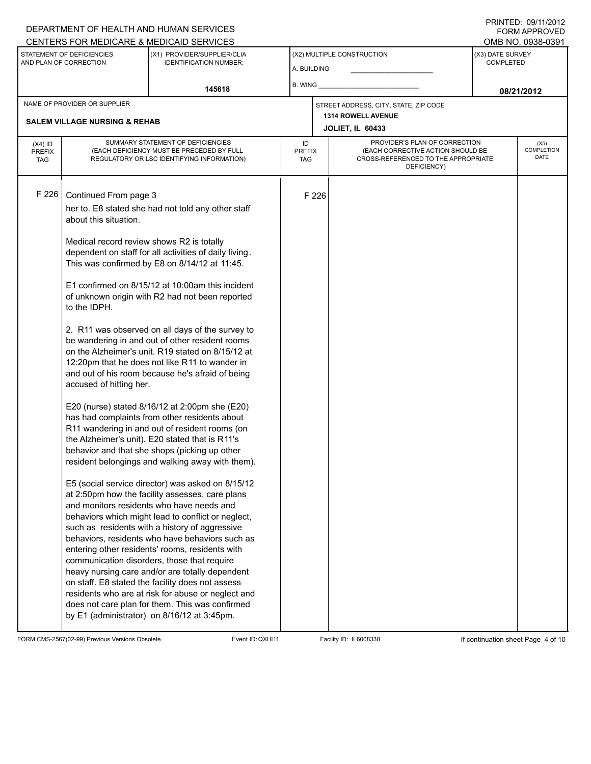DEPARTMENT OF HEALTH AND HUMAN SERVICES
CENTERS FOR MEDICARE & MEDICAID SERVICES

PRINTED: 09/11/2012
FORM APPROVED
OMB NO. 0938-0391

| STATEMENT OF DEFICIENCIES AND PLAN OF CORRECTION | (X1) PROVIDER/SUPPLIER/CLIA IDENTIFICATION NUMBER: | (X2) MULTIPLE CONSTRUCTION | (X3) DATE SURVEY COMPLETED |
|---|---|---|---|
| | 145618 | A. BUILDING ___ B. WING ___ | 08/21/2012 |

| NAME OF PROVIDER OR SUPPLIER | STREET ADDRESS, CITY, STATE, ZIP CODE |
|---|---|
| SALEM VILLAGE NURSING & REHAB | 1314 ROWELL AVENUE JOLIET, IL 60433 |

| (X4) ID PREFIX TAG | SUMMARY STATEMENT OF DEFICIENCIES (EACH DEFICIENCY MUST BE PRECEDED BY FULL REGULATORY OR LSC IDENTIFYING INFORMATION) | ID PREFIX TAG | PROVIDER'S PLAN OF CORRECTION (EACH CORRECTIVE ACTION SHOULD BE CROSS-REFERENCED TO THE APPROPRIATE DEFICIENCY) | (X5) COMPLETION DATE |
|---|---|---|---|---|
| F 226 | Continued From page 3 | F 226 | | |

her to. E8 stated she had not told any other staff about this situation.

Medical record review shows R2 is totally dependent on staff for all activities of daily living. This was confirmed by E8 on 8/14/12 at 11:45.

E1 confirmed on 8/15/12 at 10:00am this incident of unknown origin with R2 had not been reported to the IDPH.

2. R11 was observed on all days of the survey to be wandering in and out of other resident rooms on the Alzheimer's unit. R19 stated on 8/15/12 at 12:20pm that he does not like R11 to wander in and out of his room because he's afraid of being accused of hitting her.

E20 (nurse) stated 8/16/12 at 2:00pm she (E20) has had complaints from other residents about R11 wandering in and out of resident rooms (on the Alzheimer's unit). E20 stated that is R11's behavior and that she shops (picking up other resident belongings and walking away with them).

E5 (social service director) was asked on 8/15/12 at 2:50pm how the facility assesses, care plans and monitors residents who have needs and behaviors which might lead to conflict or neglect, such as residents with a history of aggressive behaviors, residents who have behaviors such as entering other residents' rooms, residents with communication disorders, those that require heavy nursing care and/or are totally dependent on staff. E8 stated the facility does not assess residents who are at risk for abuse or neglect and does not care plan for them. This was confirmed by E1 (administrator) on 8/16/12 at 3:45pm.

FORM CMS-2567(02-99) Previous Versions Obsolete    Event ID: QXHI11    Facility ID: IL6008338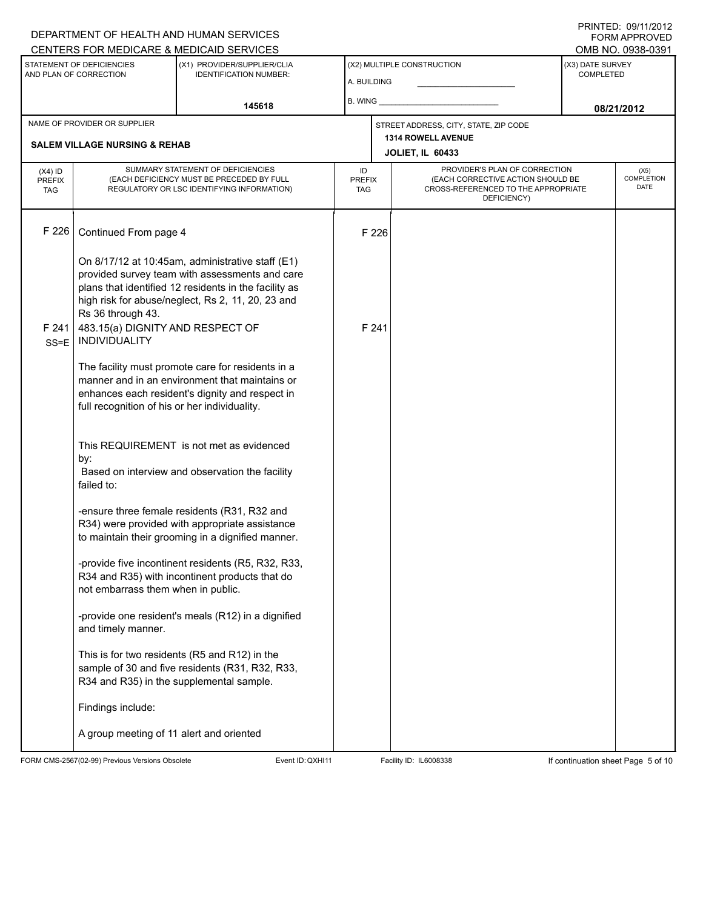DEPARTMENT OF HEALTH AND HUMAN SERVICES
CENTERS FOR MEDICARE & MEDICAID SERVICES

PRINTED: 09/11/2012
FORM APPROVED
OMB NO. 0938-0391

| STATEMENT OF DEFICIENCIES AND PLAN OF CORRECTION | (X1) PROVIDER/SUPPLIER/CLIA IDENTIFICATION NUMBER: | (X2) MULTIPLE CONSTRUCTION | (X3) DATE SURVEY COMPLETED |
|---|---|---|---|
| | 145618 | A. BUILDING ___ B. WING ___ | 08/21/2012 |

| NAME OF PROVIDER OR SUPPLIER | STREET ADDRESS, CITY, STATE, ZIP CODE |
|---|---|
| SALEM VILLAGE NURSING & REHAB | 1314 ROWELL AVENUE JOLIET, IL 60433 |

| (X4) ID PREFIX TAG | SUMMARY STATEMENT OF DEFICIENCIES (EACH DEFICIENCY MUST BE PRECEDED BY FULL REGULATORY OR LSC IDENTIFYING INFORMATION) | ID PREFIX TAG | PROVIDER'S PLAN OF CORRECTION (EACH CORRECTIVE ACTION SHOULD BE CROSS-REFERENCED TO THE APPROPRIATE DEFICIENCY) | (X5) COMPLETION DATE |
|---|---|---|---|---|
| F 226 | Continued From page 4 | F 226 | | |

On 8/17/12 at 10:45am, administrative staff (E1) provided survey team with assessments and care plans that identified 12 residents in the facility as high risk for abuse/neglect, Rs 2, 11, 20, 23 and Rs 36 through 43.

**F 241 SS=E** — 483.15(a) DIGNITY AND RESPECT OF INDIVIDUALITY — F 241

The facility must promote care for residents in a manner and in an environment that maintains or enhances each resident's dignity and respect in full recognition of his or her individuality.

This REQUIREMENT is not met as evidenced by:
Based on interview and observation the facility failed to:

-ensure three female residents (R31, R32 and R34) were provided with appropriate assistance to maintain their grooming in a dignified manner.

-provide five incontinent residents (R5, R32, R33, R34 and R35) with incontinent products that do not embarrass them when in public.

-provide one resident's meals (R12) in a dignified and timely manner.

This is for two residents (R5 and R12) in the sample of 30 and five residents (R31, R32, R33, R34 and R35) in the supplemental sample.

Findings include:

A group meeting of 11 alert and oriented

FORM CMS-2567(02-99) Previous Versions Obsolete Event ID: QXHI11 Facility ID: IL6008338 If continuation sheet Page 5 of 10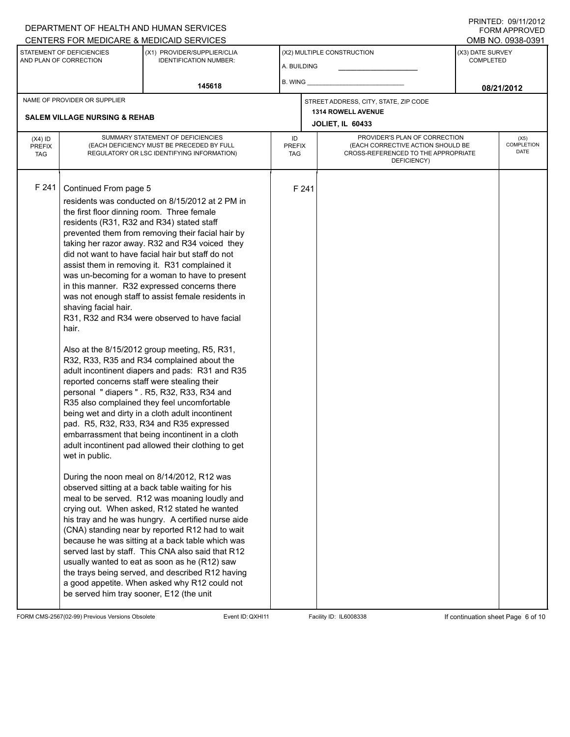DEPARTMENT OF HEALTH AND HUMAN SERVICES
CENTERS FOR MEDICARE & MEDICAID SERVICES

PRINTED: 09/11/2012
FORM APPROVED
OMB NO. 0938-0391

| STATEMENT OF DEFICIENCIES AND PLAN OF CORRECTION | (X1) PROVIDER/SUPPLIER/CLIA IDENTIFICATION NUMBER: | (X2) MULTIPLE CONSTRUCTION | (X3) DATE SURVEY COMPLETED |
|---|---|---|---|
| | 145618 | A. BUILDING ______ B. WING ______ | 08/21/2012 |

| NAME OF PROVIDER OR SUPPLIER | STREET ADDRESS, CITY, STATE, ZIP CODE |
|---|---|
| SALEM VILLAGE NURSING & REHAB | 1314 ROWELL AVENUE JOLIET, IL 60433 |

| (X4) ID PREFIX TAG | SUMMARY STATEMENT OF DEFICIENCIES (EACH DEFICIENCY MUST BE PRECEDED BY FULL REGULATORY OR LSC IDENTIFYING INFORMATION) | ID PREFIX TAG | PROVIDER'S PLAN OF CORRECTION (EACH CORRECTIVE ACTION SHOULD BE CROSS-REFERENCED TO THE APPROPRIATE DEFICIENCY) | (X5) COMPLETION DATE |
|---|---|---|---|---|
| F 241 | Continued From page 5 | F 241 | | |

residents was conducted on 8/15/2012 at 2 PM in the first floor dinning room. Three female residents (R31, R32 and R34) stated staff prevented them from removing their facial hair by taking her razor away. R32 and R34 voiced they did not want to have facial hair but staff do not assist them in removing it. R31 complained it was un-becoming for a woman to have to present in this manner. R32 expressed concerns there was not enough staff to assist female residents in shaving facial hair.
R31, R32 and R34 were observed to have facial hair.

Also at the 8/15/2012 group meeting, R5, R31, R32, R33, R35 and R34 complained about the adult incontinent diapers and pads: R31 and R35 reported concerns staff were stealing their personal " diapers " . R5, R32, R33, R34 and R35 also complained they feel uncomfortable being wet and dirty in a cloth adult incontinent pad. R5, R32, R33, R34 and R35 expressed embarrassment that being incontinent in a cloth adult incontinent pad allowed their clothing to get wet in public.

During the noon meal on 8/14/2012, R12 was observed sitting at a back table waiting for his meal to be served. R12 was moaning loudly and crying out. When asked, R12 stated he wanted his tray and he was hungry. A certified nurse aide (CNA) standing near by reported R12 had to wait because he was sitting at a back table which was served last by staff. This CNA also said that R12 usually wanted to eat as soon as he (R12) saw the trays being served, and described R12 having a good appetite. When asked why R12 could not be served him tray sooner, E12 (the unit

FORM CMS-2567(02-99) Previous Versions Obsolete Event ID: QXHI11 Facility ID: IL6008338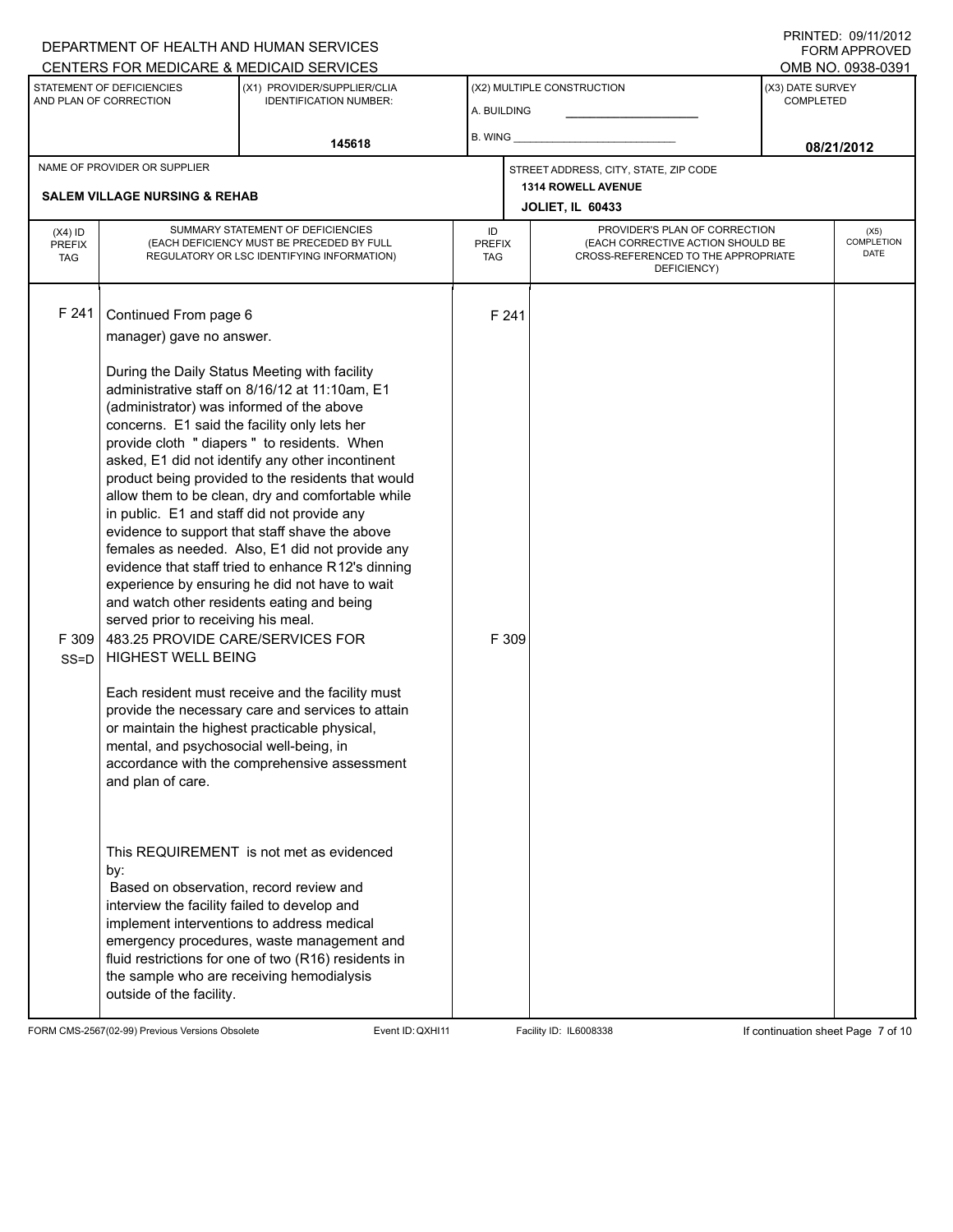DEPARTMENT OF HEALTH AND HUMAN SERVICES
CENTERS FOR MEDICARE & MEDICAID SERVICES

PRINTED: 09/11/2012
FORM APPROVED
OMB NO. 0938-0391

| STATEMENT OF DEFICIENCIES AND PLAN OF CORRECTION | (X1) PROVIDER/SUPPLIER/CLIA IDENTIFICATION NUMBER: | (X2) MULTIPLE CONSTRUCTION | (X3) DATE SURVEY COMPLETED |
|---|---|---|---|
| | 145618 | A. BUILDING ___ B. WING ___ | 08/21/2012 |

| NAME OF PROVIDER OR SUPPLIER | STREET ADDRESS, CITY, STATE, ZIP CODE |
|---|---|
| SALEM VILLAGE NURSING & REHAB | 1314 ROWELL AVENUE, JOLIET, IL 60433 |

| (X4) ID PREFIX TAG | SUMMARY STATEMENT OF DEFICIENCIES (EACH DEFICIENCY MUST BE PRECEDED BY FULL REGULATORY OR LSC IDENTIFYING INFORMATION) | ID PREFIX TAG | PROVIDER'S PLAN OF CORRECTION (EACH CORRECTIVE ACTION SHOULD BE CROSS-REFERENCED TO THE APPROPRIATE DEFICIENCY) | (X5) COMPLETION DATE |
|---|---|---|---|---|
| F 241 | Continued From page 6<br>manager) gave no answer.<br><br>During the Daily Status Meeting with facility administrative staff on 8/16/12 at 11:10am, E1 (administrator) was informed of the above concerns. E1 said the facility only lets her provide cloth " diapers " to residents. When asked, E1 did not identify any other incontinent product being provided to the residents that would allow them to be clean, dry and comfortable while in public. E1 and staff did not provide any evidence to support that staff shave the above females as needed. Also, E1 did not provide any evidence that staff tried to enhance R12's dinning experience by ensuring he did not have to wait and watch other residents eating and being served prior to receiving his meal. | F 241 | | |
| F 309 SS=D | 483.25 PROVIDE CARE/SERVICES FOR HIGHEST WELL BEING<br><br>Each resident must receive and the facility must provide the necessary care and services to attain or maintain the highest practicable physical, mental, and psychosocial well-being, in accordance with the comprehensive assessment and plan of care.<br><br>This REQUIREMENT is not met as evidenced by:<br>Based on observation, record review and interview the facility failed to develop and implement interventions to address medical emergency procedures, waste management and fluid restrictions for one of two (R16) residents in the sample who are receiving hemodialysis outside of the facility. | F 309 | | |

FORM CMS-2567(02-99) Previous Versions Obsolete Event ID: QXHI11 Facility ID: IL6008338 If continuation sheet Page 7 of 10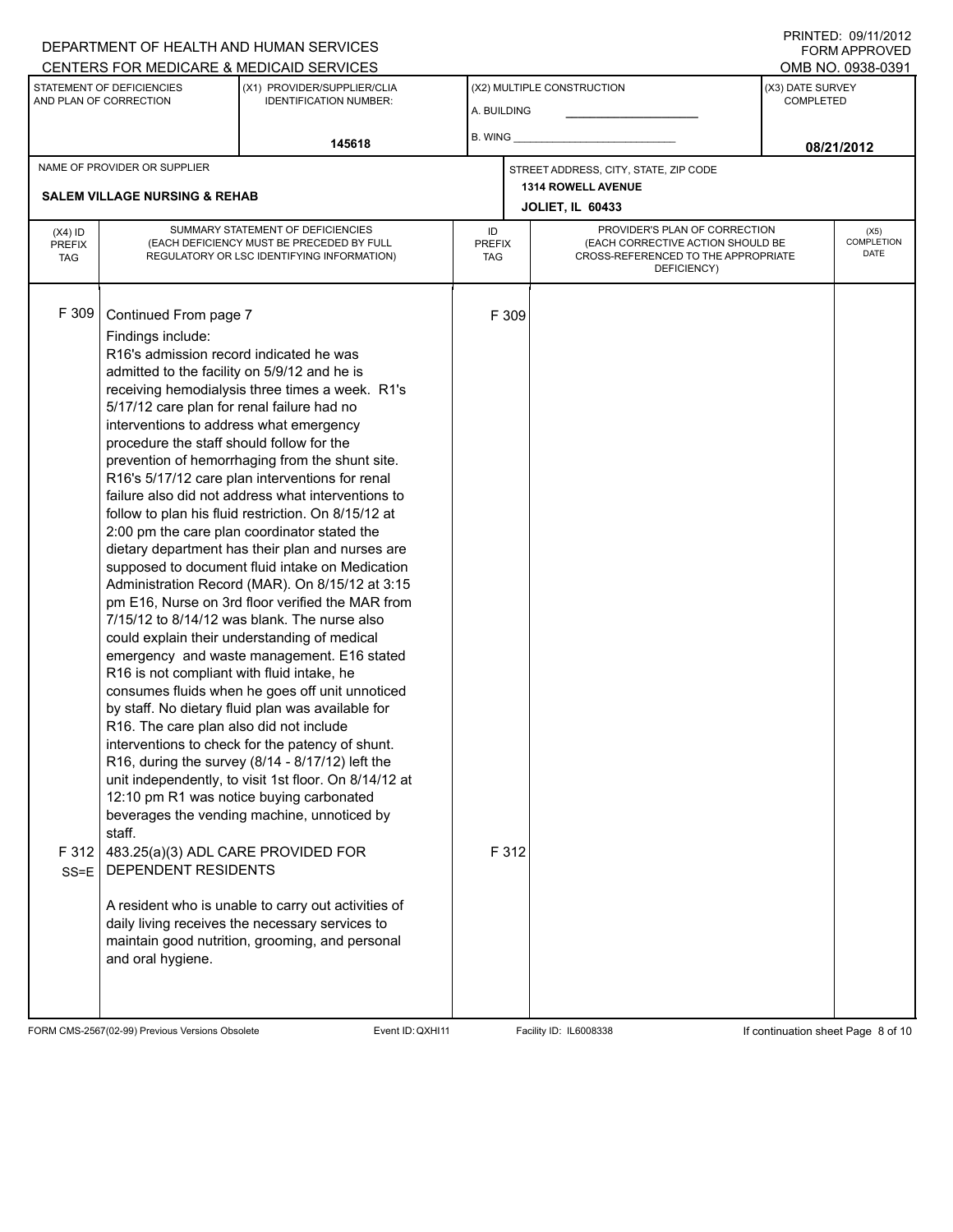DEPARTMENT OF HEALTH AND HUMAN SERVICES
CENTERS FOR MEDICARE & MEDICAID SERVICES

PRINTED: 09/11/2012
FORM APPROVED
OMB NO. 0938-0391

| STATEMENT OF DEFICIENCIES AND PLAN OF CORRECTION | (X1) PROVIDER/SUPPLIER/CLIA IDENTIFICATION NUMBER: | (X2) MULTIPLE CONSTRUCTION | (X3) DATE SURVEY COMPLETED |
|---|---|---|---|
| | 145618 | A. BUILDING<br>B. WING | 08/21/2012 |

| NAME OF PROVIDER OR SUPPLIER | STREET ADDRESS, CITY, STATE, ZIP CODE |
|---|---|
| SALEM VILLAGE NURSING & REHAB | 1314 ROWELL AVENUE<br>JOLIET, IL 60433 |

| (X4) ID PREFIX TAG | SUMMARY STATEMENT OF DEFICIENCIES (EACH DEFICIENCY MUST BE PRECEDED BY FULL REGULATORY OR LSC IDENTIFYING INFORMATION) | ID PREFIX TAG | PROVIDER'S PLAN OF CORRECTION (EACH CORRECTIVE ACTION SHOULD BE CROSS-REFERENCED TO THE APPROPRIATE DEFICIENCY) | (X5) COMPLETION DATE |
|---|---|---|---|---|
| F 309 | Continued From page 7<br>Findings include:<br>R16's admission record indicated he was admitted to the facility on 5/9/12 and he is receiving hemodialysis three times a week. R1's 5/17/12 care plan for renal failure had no interventions to address what emergency procedure the staff should follow for the prevention of hemorrhaging from the shunt site. R16's 5/17/12 care plan interventions for renal failure also did not address what interventions to follow to plan his fluid restriction. On 8/15/12 at 2:00 pm the care plan coordinator stated the dietary department has their plan and nurses are supposed to document fluid intake on Medication Administration Record (MAR). On 8/15/12 at 3:15 pm E16, Nurse on 3rd floor verified the MAR from 7/15/12 to 8/14/12 was blank. The nurse also could explain their understanding of medical emergency and waste management. E16 stated R16 is not compliant with fluid intake, he consumes fluids when he goes off unit unnoticed by staff. No dietary fluid plan was available for R16. The care plan also did not include interventions to check for the patency of shunt. R16, during the survey (8/14 - 8/17/12) left the unit independently, to visit 1st floor. On 8/14/12 at 12:10 pm R1 was notice buying carbonated beverages the vending machine, unnoticed by staff. | F 309 | | |
| F 312<br>SS=E | 483.25(a)(3) ADL CARE PROVIDED FOR DEPENDENT RESIDENTS<br><br>A resident who is unable to carry out activities of daily living receives the necessary services to maintain good nutrition, grooming, and personal and oral hygiene. | F 312 | | |

FORM CMS-2567(02-99) Previous Versions Obsolete Event ID: QXHI11 Facility ID: IL6008338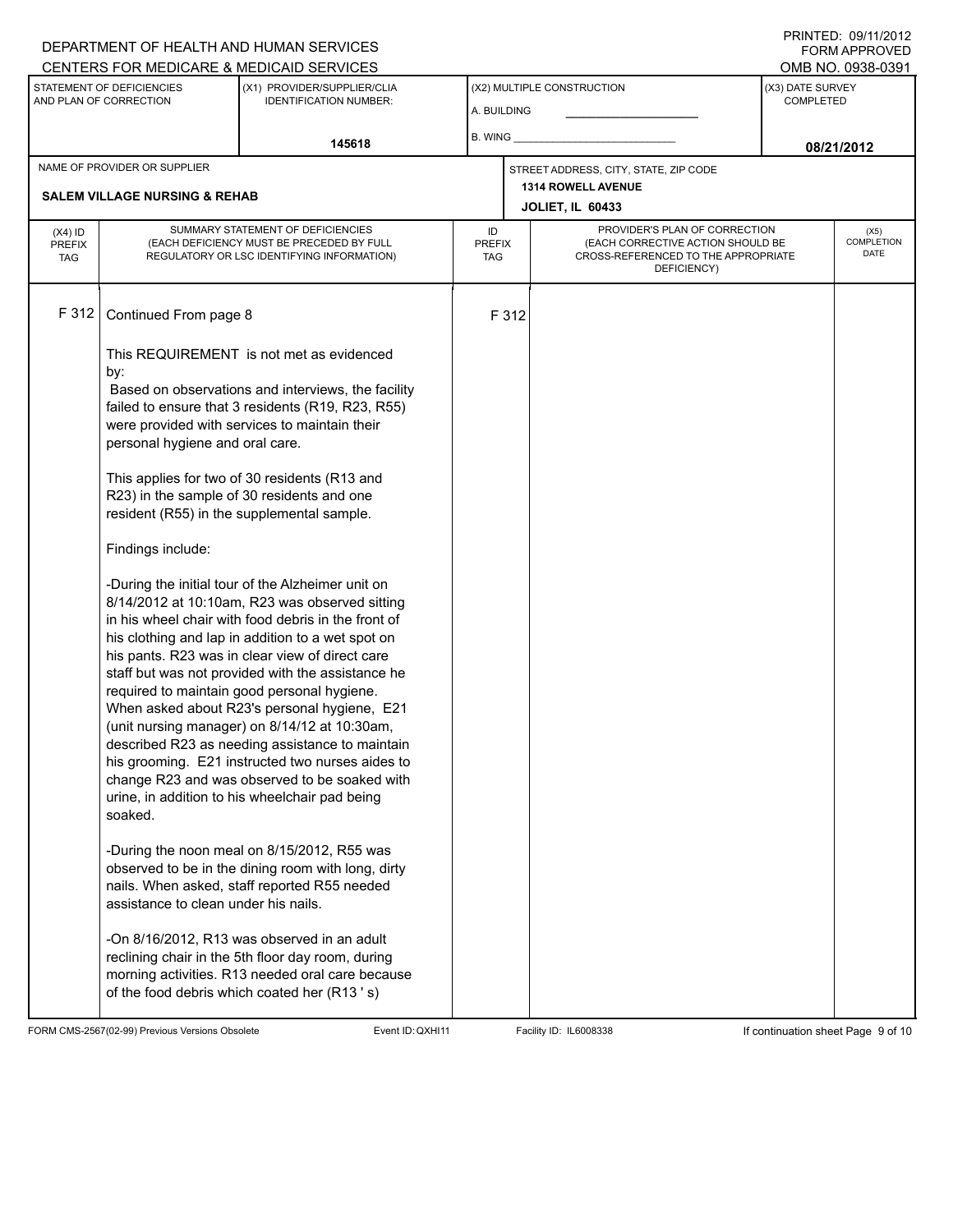DEPARTMENT OF HEALTH AND HUMAN SERVICES
CENTERS FOR MEDICARE & MEDICAID SERVICES

PRINTED: 09/11/2012
FORM APPROVED
OMB NO. 0938-0391

| STATEMENT OF DEFICIENCIES AND PLAN OF CORRECTION | (X1) PROVIDER/SUPPLIER/CLIA IDENTIFICATION NUMBER: | (X2) MULTIPLE CONSTRUCTION | (X3) DATE SURVEY COMPLETED |
|---|---|---|---|
| | 145618 | A. BUILDING ___ B. WING ___ | 08/21/2012 |

| NAME OF PROVIDER OR SUPPLIER | STREET ADDRESS, CITY, STATE, ZIP CODE |
|---|---|
| SALEM VILLAGE NURSING & REHAB | 1314 ROWELL AVENUE JOLIET, IL 60433 |

| (X4) ID PREFIX TAG | SUMMARY STATEMENT OF DEFICIENCIES (EACH DEFICIENCY MUST BE PRECEDED BY FULL REGULATORY OR LSC IDENTIFYING INFORMATION) | ID PREFIX TAG | PROVIDER'S PLAN OF CORRECTION (EACH CORRECTIVE ACTION SHOULD BE CROSS-REFERENCED TO THE APPROPRIATE DEFICIENCY) | (X5) COMPLETION DATE |
|---|---|---|---|---|
| F 312 | Continued From page 8 | F 312 | | |

This REQUIREMENT is not met as evidenced by:

Based on observations and interviews, the facility failed to ensure that 3 residents (R19, R23, R55) were provided with services to maintain their personal hygiene and oral care.

This applies for two of 30 residents (R13 and R23) in the sample of 30 residents and one resident (R55) in the supplemental sample.

Findings include:

-During the initial tour of the Alzheimer unit on 8/14/2012 at 10:10am, R23 was observed sitting in his wheel chair with food debris in the front of his clothing and lap in addition to a wet spot on his pants. R23 was in clear view of direct care staff but was not provided with the assistance he required to maintain good personal hygiene. When asked about R23's personal hygiene, E21 (unit nursing manager) on 8/14/12 at 10:30am, described R23 as needing assistance to maintain his grooming. E21 instructed two nurses aides to change R23 and was observed to be soaked with urine, in addition to his wheelchair pad being soaked.

-During the noon meal on 8/15/2012, R55 was observed to be in the dining room with long, dirty nails. When asked, staff reported R55 needed assistance to clean under his nails.

-On 8/16/2012, R13 was observed in an adult reclining chair in the 5th floor day room, during morning activities. R13 needed oral care because of the food debris which coated her (R13 ' s)

FORM CMS-2567(02-99) Previous Versions Obsolete    Event ID: QXHI11    Facility ID: IL6008338    If continuation sheet Page 9 of 10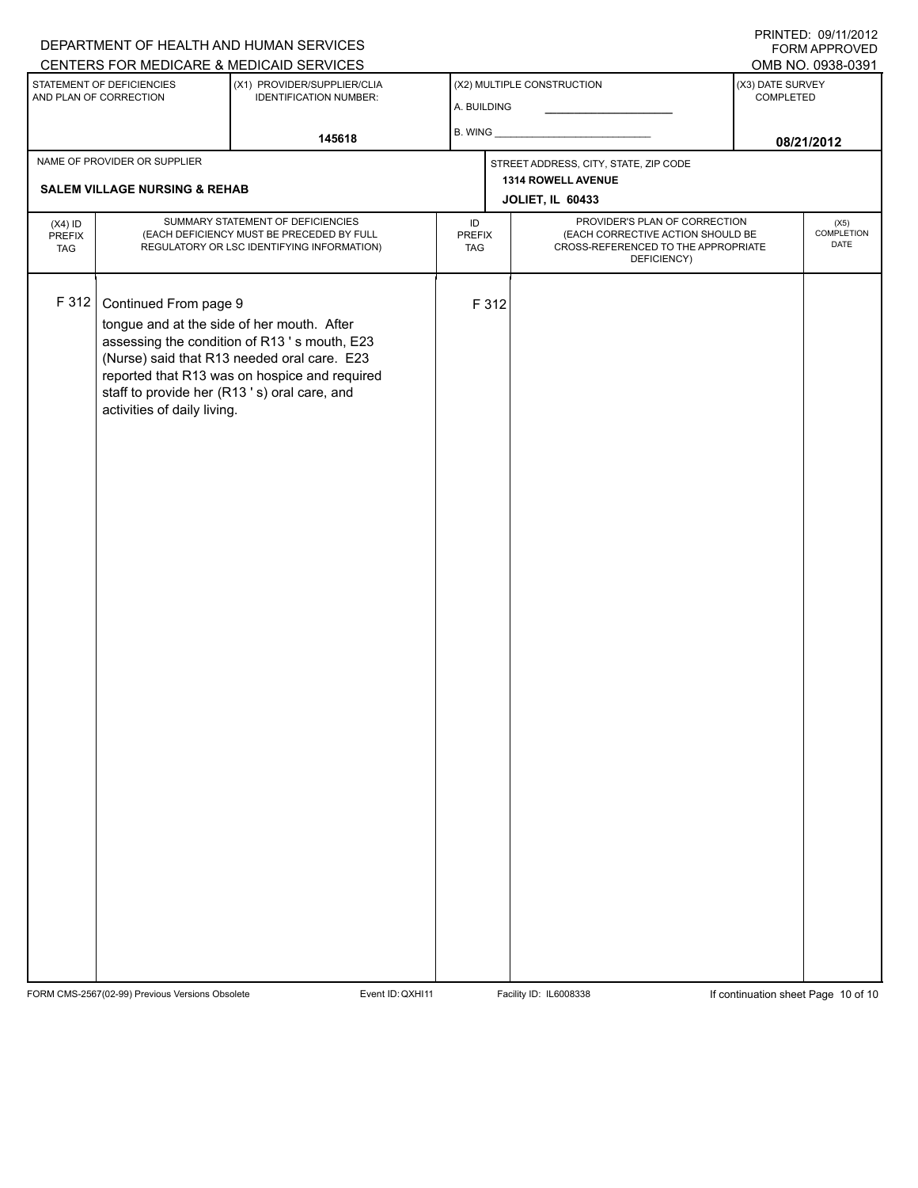DEPARTMENT OF HEALTH AND HUMAN SERVICES
CENTERS FOR MEDICARE & MEDICAID SERVICES

PRINTED: 09/11/2012
FORM APPROVED
OMB NO. 0938-0391

| STATEMENT OF DEFICIENCIES AND PLAN OF CORRECTION | (X1) PROVIDER/SUPPLIER/CLIA IDENTIFICATION NUMBER: | (X2) MULTIPLE CONSTRUCTION | (X3) DATE SURVEY COMPLETED |
|---|---|---|---|
| | 145618 | A. BUILDING<br>B. WING | 08/21/2012 |

| NAME OF PROVIDER OR SUPPLIER | STREET ADDRESS, CITY, STATE, ZIP CODE |
|---|---|
| SALEM VILLAGE NURSING & REHAB | 1314 ROWELL AVENUE<br>JOLIET, IL 60433 |

| (X4) ID PREFIX TAG | SUMMARY STATEMENT OF DEFICIENCIES (EACH DEFICIENCY MUST BE PRECEDED BY FULL REGULATORY OR LSC IDENTIFYING INFORMATION) | ID PREFIX TAG | PROVIDER'S PLAN OF CORRECTION (EACH CORRECTIVE ACTION SHOULD BE CROSS-REFERENCED TO THE APPROPRIATE DEFICIENCY) | (X5) COMPLETION DATE |
|---|---|---|---|---|
| F 312 | Continued From page 9<br>tongue and at the side of her mouth. After assessing the condition of R13 ' s mouth, E23 (Nurse) said that R13 needed oral care. E23 reported that R13 was on hospice and required staff to provide her (R13 ' s) oral care, and activities of daily living. | F 312 | | |

FORM CMS-2567(02-99) Previous Versions Obsolete Event ID: QXHI11 Facility ID: IL6008338